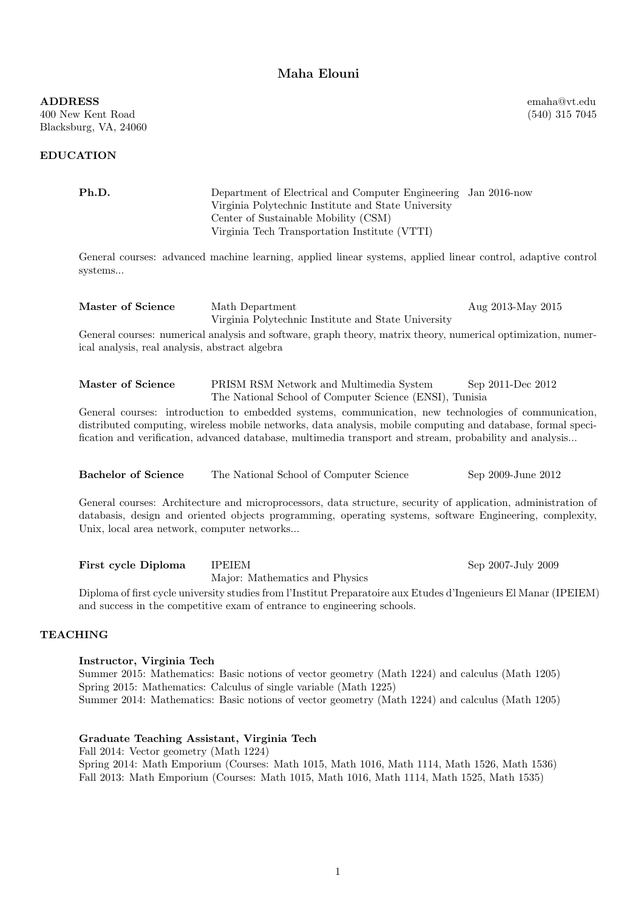# Maha Elouni

**ADDRESS**
400 New Kent Road
Blacksburg, VA, 24060

emaha@vt.edu
(540) 315 7045

## EDUCATION

**Ph.D.** — Department of Electrical and Computer Engineering, Virginia Polytechnic Institute and State University, Center of Sustainable Mobility (CSM), Virginia Tech Transportation Institute (VTTI) — Jan 2016-now

General courses: advanced machine learning, applied linear systems, applied linear control, adaptive control systems...

**Master of Science** — Math Department, Virginia Polytechnic Institute and State University — Aug 2013-May 2015

General courses: numerical analysis and software, graph theory, matrix theory, numerical optimization, numerical analysis, real analysis, abstract algebra

**Master of Science** — PRISM RSM Network and Multimedia System, The National School of Computer Science (ENSI), Tunisia — Sep 2011-Dec 2012

General courses: introduction to embedded systems, communication, new technologies of communication, distributed computing, wireless mobile networks, data analysis, mobile computing and database, formal specification and verification, advanced database, multimedia transport and stream, probability and analysis...

**Bachelor of Science** — The National School of Computer Science — Sep 2009-June 2012

General courses: Architecture and microprocessors, data structure, security of application, administration of databasis, design and oriented objects programming, operating systems, software Engineering, complexity, Unix, local area network, computer networks...

**First cycle Diploma** — IPEIEM, Major: Mathematics and Physics — Sep 2007-July 2009

Diploma of first cycle university studies from l'Institut Preparatoire aux Etudes d'Ingenieurs El Manar (IPEIEM) and success in the competitive exam of entrance to engineering schools.

## TEACHING

**Instructor, Virginia Tech**

Summer 2015: Mathematics: Basic notions of vector geometry (Math 1224) and calculus (Math 1205)
Spring 2015: Mathematics: Calculus of single variable (Math 1225)
Summer 2014: Mathematics: Basic notions of vector geometry (Math 1224) and calculus (Math 1205)

**Graduate Teaching Assistant, Virginia Tech**

Fall 2014: Vector geometry (Math 1224)
Spring 2014: Math Emporium (Courses: Math 1015, Math 1016, Math 1114, Math 1526, Math 1536)
Fall 2013: Math Emporium (Courses: Math 1015, Math 1016, Math 1114, Math 1525, Math 1535)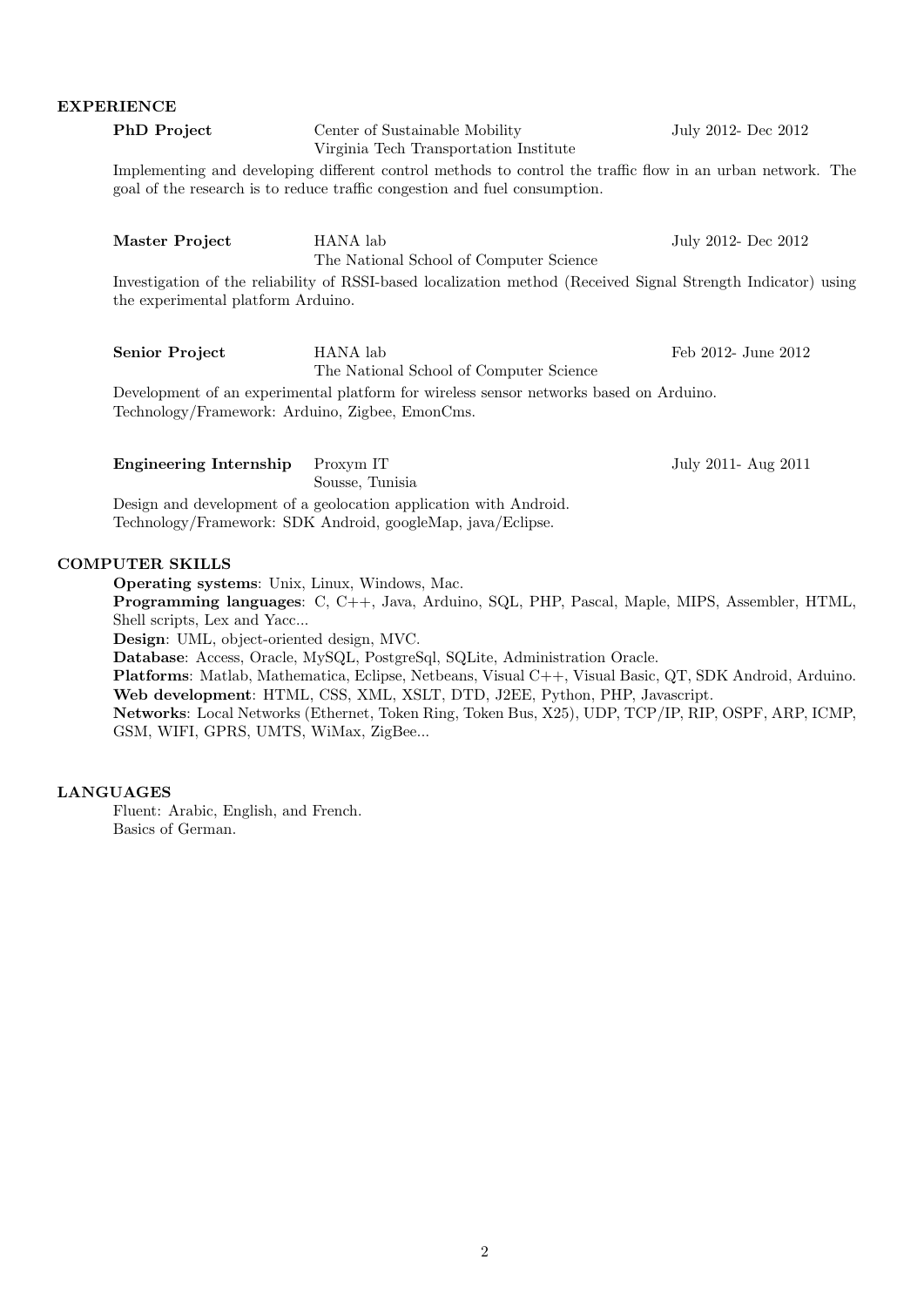## EXPERIENCE

**PhD Project** — Center of Sustainable Mobility, Virginia Tech Transportation Institute — July 2012- Dec 2012

Implementing and developing different control methods to control the traffic flow in an urban network. The goal of the research is to reduce traffic congestion and fuel consumption.

**Master Project** — HANA lab, The National School of Computer Science — July 2012- Dec 2012

Investigation of the reliability of RSSI-based localization method (Received Signal Strength Indicator) using the experimental platform Arduino.

**Senior Project** — HANA lab, The National School of Computer Science — Feb 2012- June 2012

Development of an experimental platform for wireless sensor networks based on Arduino.
Technology/Framework: Arduino, Zigbee, EmonCms.

**Engineering Internship** — Proxym IT, Sousse, Tunisia — July 2011- Aug 2011

Design and development of a geolocation application with Android.
Technology/Framework: SDK Android, googleMap, java/Eclipse.

## COMPUTER SKILLS

**Operating systems**: Unix, Linux, Windows, Mac.
**Programming languages**: C, C++, Java, Arduino, SQL, PHP, Pascal, Maple, MIPS, Assembler, HTML, Shell scripts, Lex and Yacc...
**Design**: UML, object-oriented design, MVC.
**Database**: Access, Oracle, MySQL, PostgreSql, SQLite, Administration Oracle.
**Platforms**: Matlab, Mathematica, Eclipse, Netbeans, Visual C++, Visual Basic, QT, SDK Android, Arduino.
**Web development**: HTML, CSS, XML, XSLT, DTD, J2EE, Python, PHP, Javascript.
**Networks**: Local Networks (Ethernet, Token Ring, Token Bus, X25), UDP, TCP/IP, RIP, OSPF, ARP, ICMP, GSM, WIFI, GPRS, UMTS, WiMax, ZigBee...

## LANGUAGES

Fluent: Arabic, English, and French.
Basics of German.